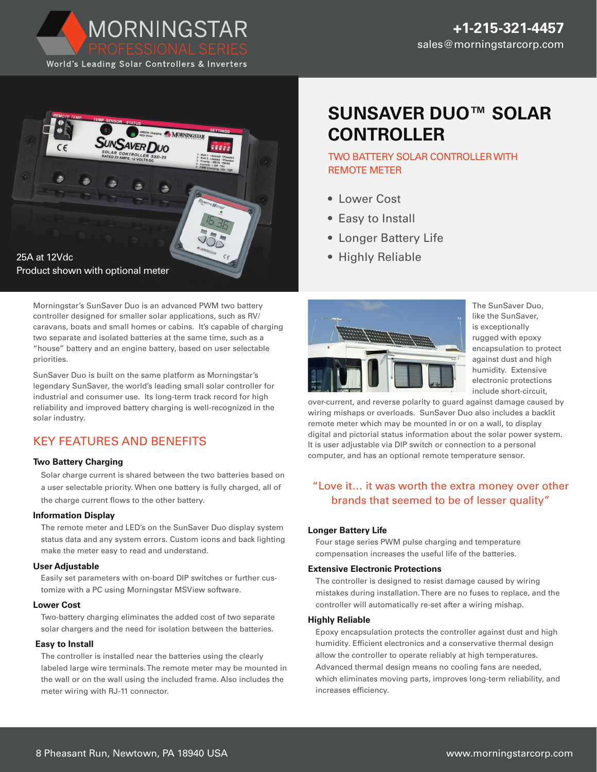MORNINGSTAR
PROFESSIONAL SERIES
World's Leading Solar Controllers & Inverters

+1-215-321-4457
sales@morningstarcorp.com

# SUNSAVER DUO™ SOLAR CONTROLLER

## TWO BATTERY SOLAR CONTROLLER WITH REMOTE METER

- Lower Cost
- Easy to Install
- Longer Battery Life
- Highly Reliable

25A at 12Vdc
Product shown with optional meter

Morningstar's SunSaver Duo is an advanced PWM two battery controller designed for smaller solar applications, such as RV/caravans, boats and small homes or cabins. It's capable of charging two separate and isolated batteries at the same time, such as a "house" battery and an engine battery, based on user selectable priorities.

SunSaver Duo is built on the same platform as Morningstar's legendary SunSaver, the world's leading small solar controller for industrial and consumer use. Its long-term track record for high reliability and improved battery charging is well-recognized in the solar industry.

The SunSaver Duo, like the SunSaver, is exceptionally rugged with epoxy encapsulation to protect against dust and high humidity. Extensive electronic protections include short-circuit, over-current, and reverse polarity to guard against damage caused by wiring mishaps or overloads. SunSaver Duo also includes a backlit remote meter which may be mounted in or on a wall, to display digital and pictorial status information about the solar power system. It is user adjustable via DIP switch or connection to a personal computer, and has an optional remote temperature sensor.

> "Love it... it was worth the extra money over other brands that seemed to be of lesser quality"

## KEY FEATURES AND BENEFITS

### Two Battery Charging

Solar charge current is shared between the two batteries based on a user selectable priority. When one battery is fully charged, all of the charge current flows to the other battery.

### Information Display

The remote meter and LED's on the SunSaver Duo display system status data and any system errors. Custom icons and back lighting make the meter easy to read and understand.

### User Adjustable

Easily set parameters with on-board DIP switches or further customize with a PC using Morningstar MSView software.

### Lower Cost

Two-battery charging eliminates the added cost of two separate solar chargers and the need for isolation between the batteries.

### Easy to Install

The controller is installed near the batteries using the clearly labeled large wire terminals. The remote meter may be mounted in the wall or on the wall using the included frame. Also includes the meter wiring with RJ-11 connector.

### Longer Battery Life

Four stage series PWM pulse charging and temperature compensation increases the useful life of the batteries.

### Extensive Electronic Protections

The controller is designed to resist damage caused by wiring mistakes during installation. There are no fuses to replace, and the controller will automatically re-set after a wiring mishap.

### Highly Reliable

Epoxy encapsulation protects the controller against dust and high humidity. Efficient electronics and a conservative thermal design allow the controller to operate reliably at high temperatures. Advanced thermal design means no cooling fans are needed, which eliminates moving parts, improves long-term reliability, and increases efficiency.

8 Pheasant Run, Newtown, PA 18940 USA
www.morningstarcorp.com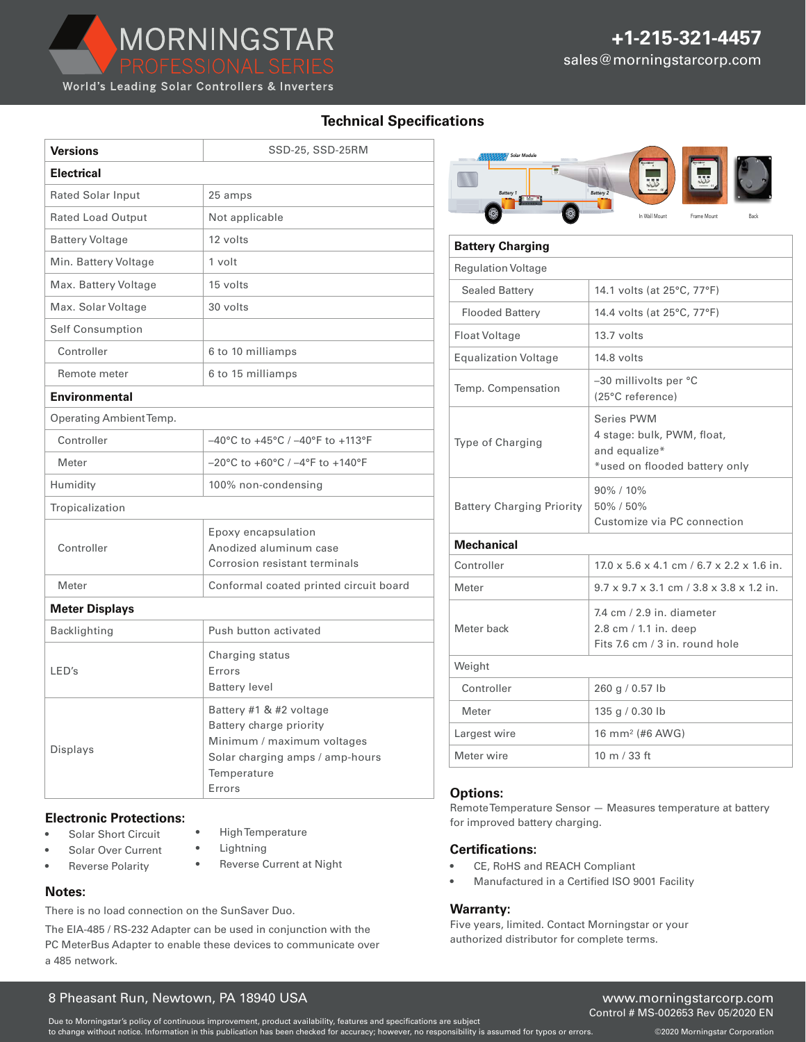MORNINGSTAR PROFESSIONAL SERIES
World's Leading Solar Controllers & Inverters

+1-215-321-4457
sales@morningstarcorp.com

## Technical Specifications

| Versions | SSD-25, SSD-25RM |
|---|---|
| **Electrical** | |
| Rated Solar Input | 25 amps |
| Rated Load Output | Not applicable |
| Battery Voltage | 12 volts |
| Min. Battery Voltage | 1 volt |
| Max. Battery Voltage | 15 volts |
| Max. Solar Voltage | 30 volts |
| Self Consumption | |
| Controller | 6 to 10 milliamps |
| Remote meter | 6 to 15 milliamps |
| **Environmental** | |
| Operating Ambient Temp. | |
| Controller | –40°C to +45°C / –40°F to +113°F |
| Meter | –20°C to +60°C / –4°F to +140°F |
| Humidity | 100% non-condensing |
| Tropicalization | |
| Controller | Epoxy encapsulation<br>Anodized aluminum case<br>Corrosion resistant terminals |
| Meter | Conformal coated printed circuit board |
| **Meter Displays** | |
| Backlighting | Push button activated |
| LED's | Charging status<br>Errors<br>Battery level |
| Displays | Battery #1 & #2 voltage<br>Battery charge priority<br>Minimum / maximum voltages<br>Solar charging amps / amp-hours<br>Temperature<br>Errors |

### Electronic Protections:

- Solar Short Circuit
- Solar Over Current
- Reverse Polarity
- High Temperature
- Lightning
- Reverse Current at Night

### Notes:

There is no load connection on the SunSaver Duo.

The EIA-485 / RS-232 Adapter can be used in conjunction with the PC MeterBus Adapter to enable these devices to communicate over a 485 network.

Solar Module
Battery 1
Battery 2
In Wall Mount
Frame Mount
Back

| Battery Charging | |
|---|---|
| Regulation Voltage | |
| Sealed Battery | 14.1 volts (at 25°C, 77°F) |
| Flooded Battery | 14.4 volts (at 25°C, 77°F) |
| Float Voltage | 13.7 volts |
| Equalization Voltage | 14.8 volts |
| Temp. Compensation | –30 millivolts per °C<br>(25°C reference) |
| Type of Charging | Series PWM<br>4 stage: bulk, PWM, float, and equalize*<br>*used on flooded battery only |
| Battery Charging Priority | 90% / 10%<br>50% / 50%<br>Customize via PC connection |
| **Mechanical** | |
| Controller | 17.0 x 5.6 x 4.1 cm / 6.7 x 2.2 x 1.6 in. |
| Meter | 9.7 x 9.7 x 3.1 cm / 3.8 x 3.8 x 1.2 in. |
| Meter back | 7.4 cm / 2.9 in. diameter<br>2.8 cm / 1.1 in. deep<br>Fits 7.6 cm / 3 in. round hole |
| Weight | |
| Controller | 260 g / 0.57 lb |
| Meter | 135 g / 0.30 lb |
| Largest wire | 16 mm² (#6 AWG) |
| Meter wire | 10 m / 33 ft |

### Options:

Remote Temperature Sensor — Measures temperature at battery for improved battery charging.

### Certifications:

- CE, RoHS and REACH Compliant
- Manufactured in a Certified ISO 9001 Facility

### Warranty:

Five years, limited. Contact Morningstar or your authorized distributor for complete terms.

8 Pheasant Run, Newtown, PA 18940 USA

www.morningstarcorp.com
Control # MS-002653 Rev 05/2020 EN

Due to Morningstar's policy of continuous improvement, product availability, features and specifications are subject to change without notice. Information in this publication has been checked for accuracy; however, no responsibility is assumed for typos or errors.

©2020 Morningstar Corporation